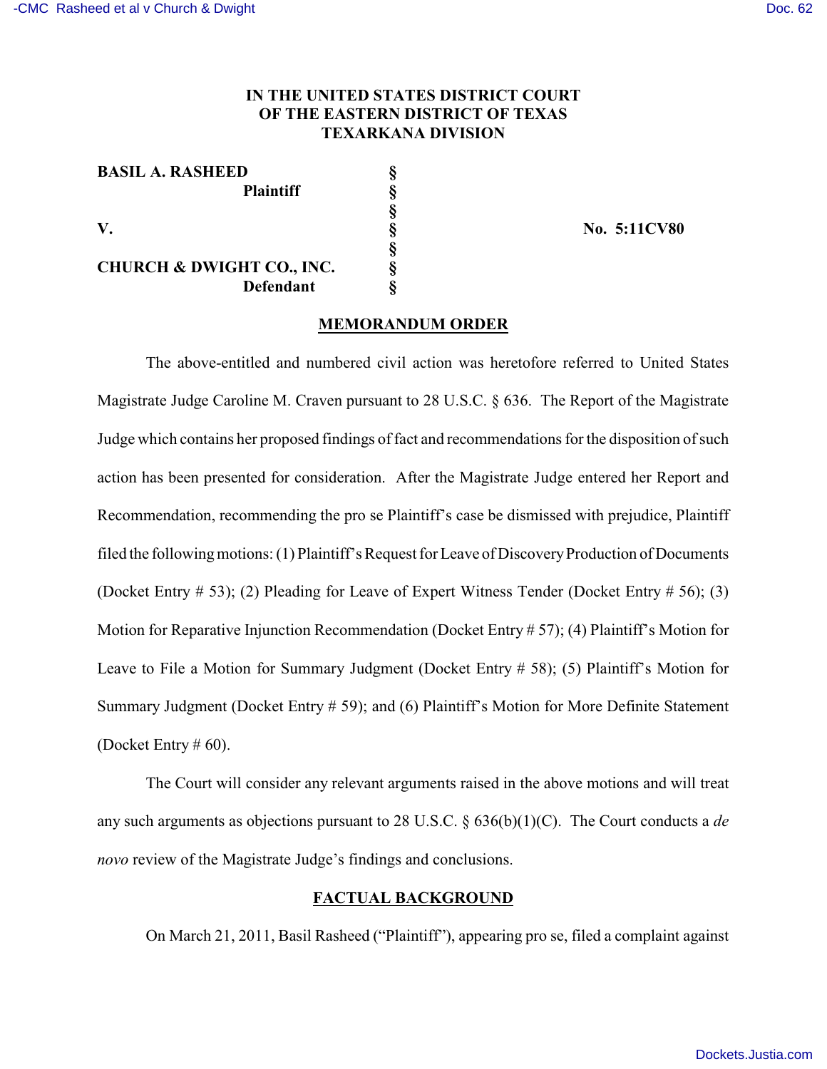**IN THE UNITED STATES DISTRICT COURT**
**OF THE EASTERN DISTRICT OF TEXAS**
**TEXARKANA DIVISION**

| | | |
|---|---|---|
| **BASIL A. RASHEED** | § | |
| **Plaintiff** | § | |
| | § | |
| **V.** | § | **No. 5:11CV80** |
| | § | |
| **CHURCH & DWIGHT CO., INC.** | § | |
| **Defendant** | § | |

## MEMORANDUM ORDER

The above-entitled and numbered civil action was heretofore referred to United States Magistrate Judge Caroline M. Craven pursuant to 28 U.S.C. § 636. The Report of the Magistrate Judge which contains her proposed findings of fact and recommendations for the disposition of such action has been presented for consideration. After the Magistrate Judge entered her Report and Recommendation, recommending the pro se Plaintiff's case be dismissed with prejudice, Plaintiff filed the following motions: (1) Plaintiff's Request for Leave of Discovery Production of Documents (Docket Entry # 53); (2) Pleading for Leave of Expert Witness Tender (Docket Entry # 56); (3) Motion for Reparative Injunction Recommendation (Docket Entry # 57); (4) Plaintiff's Motion for Leave to File a Motion for Summary Judgment (Docket Entry # 58); (5) Plaintiff's Motion for Summary Judgment (Docket Entry # 59); and (6) Plaintiff's Motion for More Definite Statement (Docket Entry # 60).

The Court will consider any relevant arguments raised in the above motions and will treat any such arguments as objections pursuant to 28 U.S.C. § 636(b)(1)(C). The Court conducts a *de novo* review of the Magistrate Judge's findings and conclusions.

## FACTUAL BACKGROUND

On March 21, 2011, Basil Rasheed ("Plaintiff"), appearing pro se, filed a complaint against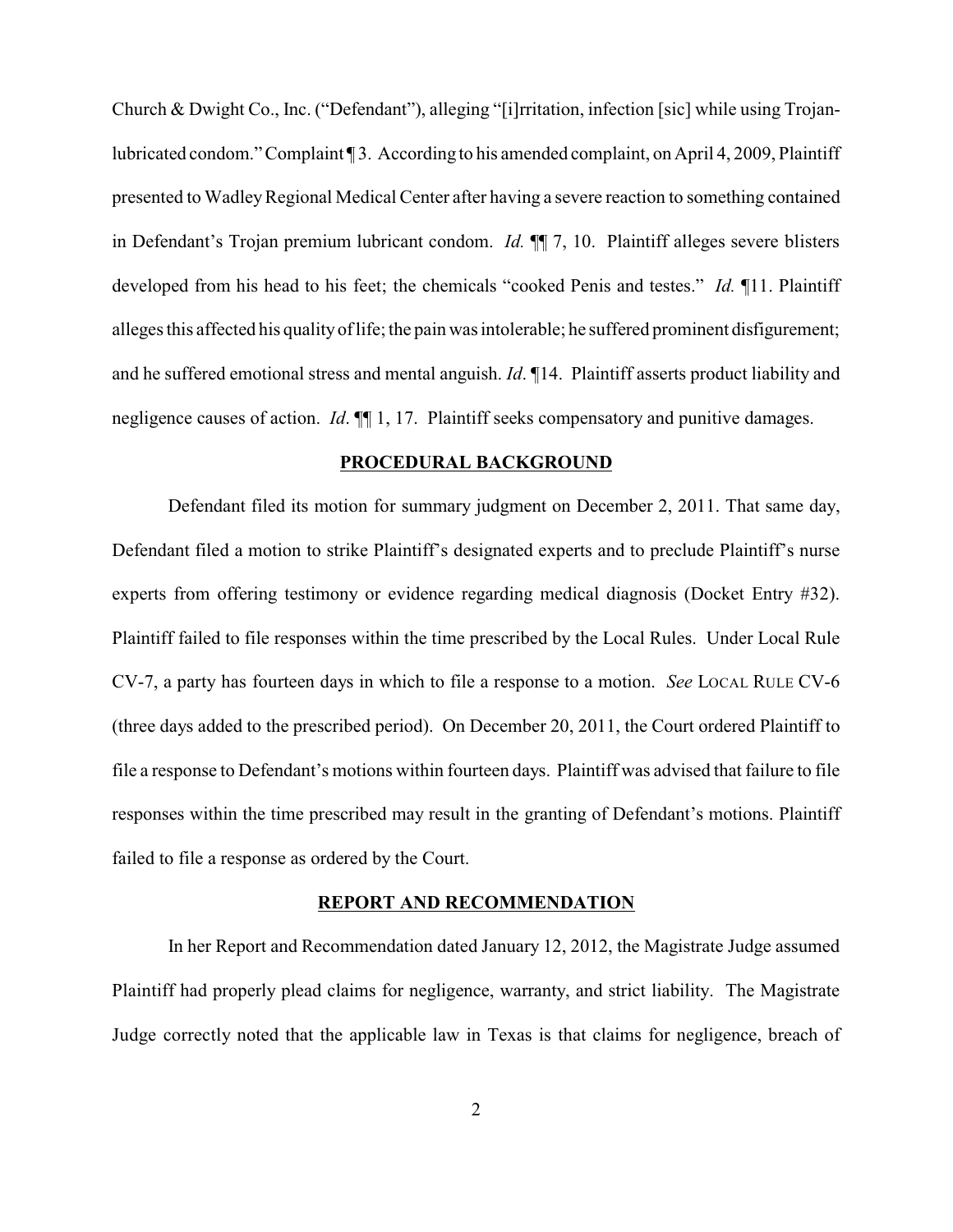Church & Dwight Co., Inc. ("Defendant"), alleging "[i]rritation, infection [sic] while using Trojan-lubricated condom." Complaint ¶ 3. According to his amended complaint, on April 4, 2009, Plaintiff presented to Wadley Regional Medical Center after having a severe reaction to something contained in Defendant's Trojan premium lubricant condom. *Id.* ¶¶ 7, 10. Plaintiff alleges severe blisters developed from his head to his feet; the chemicals "cooked Penis and testes." *Id.* ¶11. Plaintiff alleges this affected his quality of life; the pain was intolerable; he suffered prominent disfigurement; and he suffered emotional stress and mental anguish. *Id*. ¶14. Plaintiff asserts product liability and negligence causes of action. *Id*. ¶¶ 1, 17. Plaintiff seeks compensatory and punitive damages.

## PROCEDURAL BACKGROUND

Defendant filed its motion for summary judgment on December 2, 2011. That same day, Defendant filed a motion to strike Plaintiff's designated experts and to preclude Plaintiff's nurse experts from offering testimony or evidence regarding medical diagnosis (Docket Entry #32). Plaintiff failed to file responses within the time prescribed by the Local Rules. Under Local Rule CV-7, a party has fourteen days in which to file a response to a motion. *See* LOCAL RULE CV-6 (three days added to the prescribed period). On December 20, 2011, the Court ordered Plaintiff to file a response to Defendant's motions within fourteen days. Plaintiff was advised that failure to file responses within the time prescribed may result in the granting of Defendant's motions. Plaintiff failed to file a response as ordered by the Court.

## REPORT AND RECOMMENDATION

In her Report and Recommendation dated January 12, 2012, the Magistrate Judge assumed Plaintiff had properly plead claims for negligence, warranty, and strict liability. The Magistrate Judge correctly noted that the applicable law in Texas is that claims for negligence, breach of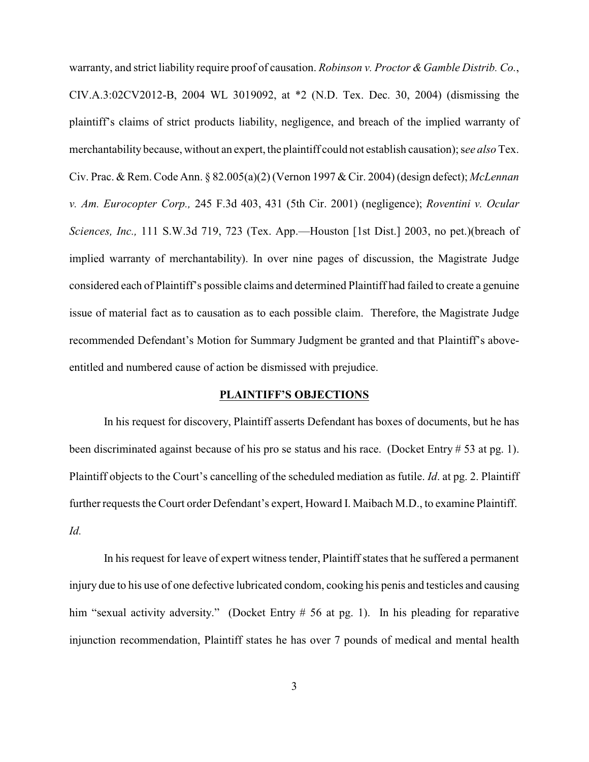warranty, and strict liability require proof of causation. *Robinson v. Proctor & Gamble Distrib. Co.*, CIV.A.3:02CV2012-B, 2004 WL 3019092, at *2 (N.D. Tex. Dec. 30, 2004) (dismissing the plaintiff's claims of strict products liability, negligence, and breach of the implied warranty of merchantability because, without an expert, the plaintiff could not establish causation); s*ee also* Tex. Civ. Prac. & Rem. Code Ann. § 82.005(a)(2) (Vernon 1997 & Cir. 2004) (design defect); *McLennan v. Am. Eurocopter Corp.,* 245 F.3d 403, 431 (5th Cir. 2001) (negligence); *Roventini v. Ocular Sciences, Inc.,* 111 S.W.3d 719, 723 (Tex. App.—Houston [1st Dist.] 2003, no pet.)(breach of implied warranty of merchantability). In over nine pages of discussion, the Magistrate Judge considered each of Plaintiff's possible claims and determined Plaintiff had failed to create a genuine issue of material fact as to causation as to each possible claim. Therefore, the Magistrate Judge recommended Defendant's Motion for Summary Judgment be granted and that Plaintiff's above-entitled and numbered cause of action be dismissed with prejudice.

## **PLAINTIFF'S OBJECTIONS**

In his request for discovery, Plaintiff asserts Defendant has boxes of documents, but he has been discriminated against because of his pro se status and his race. (Docket Entry # 53 at pg. 1). Plaintiff objects to the Court's cancelling of the scheduled mediation as futile. *Id*. at pg. 2. Plaintiff further requests the Court order Defendant's expert, Howard I. Maibach M.D., to examine Plaintiff. *Id.*

In his request for leave of expert witness tender, Plaintiff states that he suffered a permanent injury due to his use of one defective lubricated condom, cooking his penis and testicles and causing him "sexual activity adversity." (Docket Entry # 56 at pg. 1). In his pleading for reparative injunction recommendation, Plaintiff states he has over 7 pounds of medical and mental health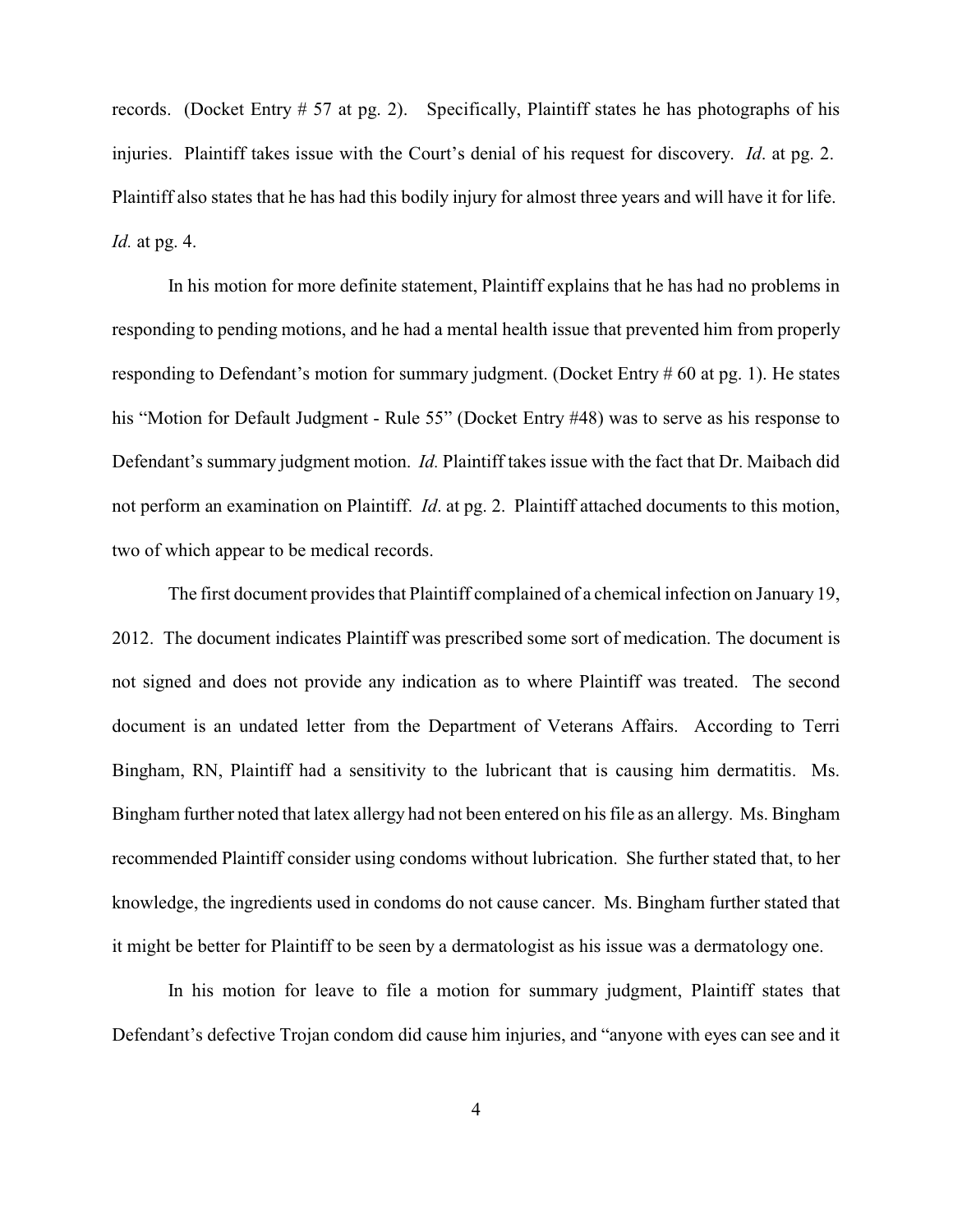records. (Docket Entry # 57 at pg. 2). Specifically, Plaintiff states he has photographs of his injuries. Plaintiff takes issue with the Court's denial of his request for discovery. *Id*. at pg. 2. Plaintiff also states that he has had this bodily injury for almost three years and will have it for life. *Id.* at pg. 4.

In his motion for more definite statement, Plaintiff explains that he has had no problems in responding to pending motions, and he had a mental health issue that prevented him from properly responding to Defendant's motion for summary judgment. (Docket Entry # 60 at pg. 1). He states his "Motion for Default Judgment - Rule 55" (Docket Entry #48) was to serve as his response to Defendant's summary judgment motion. *Id.* Plaintiff takes issue with the fact that Dr. Maibach did not perform an examination on Plaintiff. *Id*. at pg. 2. Plaintiff attached documents to this motion, two of which appear to be medical records.

The first document provides that Plaintiff complained of a chemical infection on January 19, 2012. The document indicates Plaintiff was prescribed some sort of medication. The document is not signed and does not provide any indication as to where Plaintiff was treated. The second document is an undated letter from the Department of Veterans Affairs. According to Terri Bingham, RN, Plaintiff had a sensitivity to the lubricant that is causing him dermatitis. Ms. Bingham further noted that latex allergy had not been entered on his file as an allergy. Ms. Bingham recommended Plaintiff consider using condoms without lubrication. She further stated that, to her knowledge, the ingredients used in condoms do not cause cancer. Ms. Bingham further stated that it might be better for Plaintiff to be seen by a dermatologist as his issue was a dermatology one.

In his motion for leave to file a motion for summary judgment, Plaintiff states that Defendant's defective Trojan condom did cause him injuries, and "anyone with eyes can see and it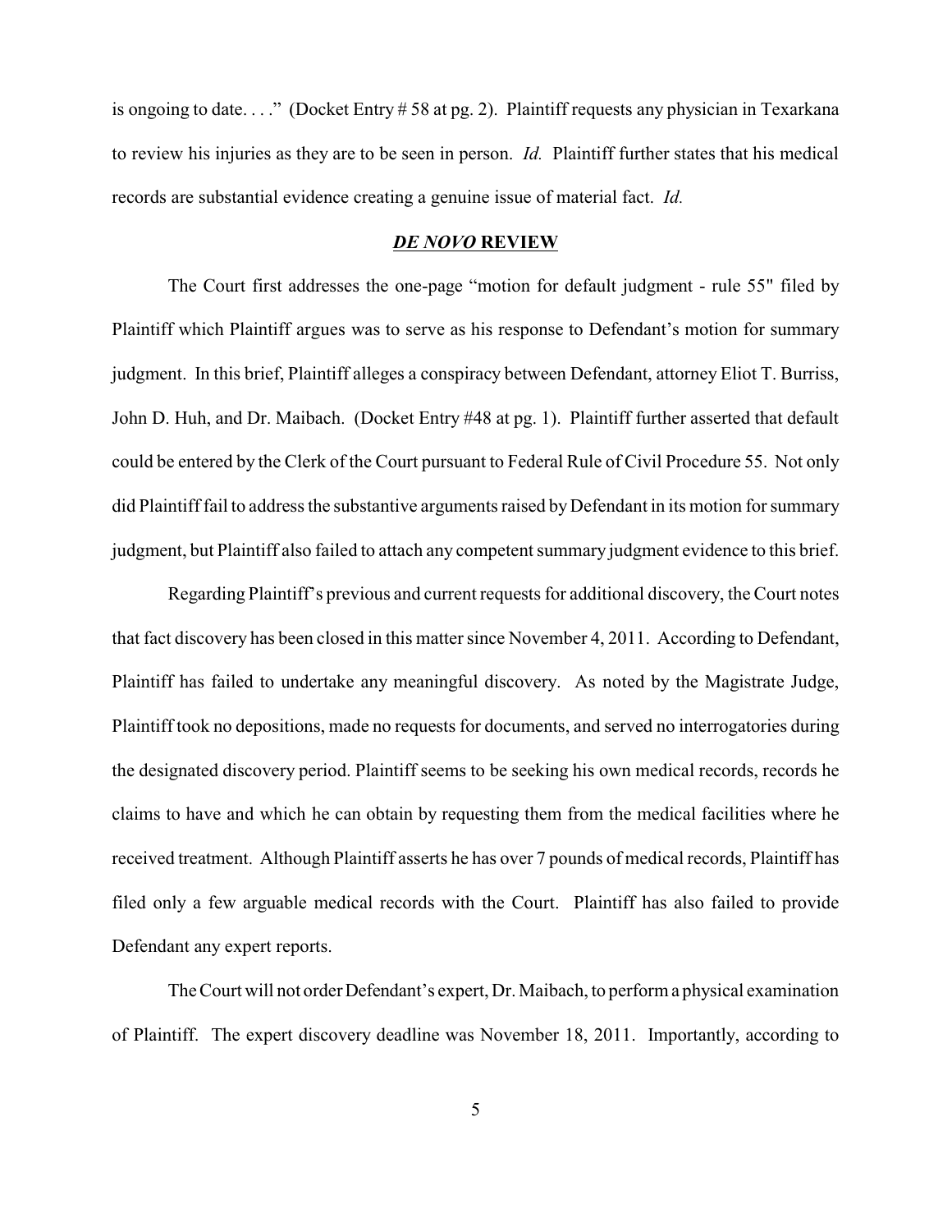is ongoing to date. . . ." (Docket Entry # 58 at pg. 2). Plaintiff requests any physician in Texarkana to review his injuries as they are to be seen in person. *Id.* Plaintiff further states that his medical records are substantial evidence creating a genuine issue of material fact. *Id.*

## ***DE NOVO*** **REVIEW**

The Court first addresses the one-page "motion for default judgment - rule 55" filed by Plaintiff which Plaintiff argues was to serve as his response to Defendant's motion for summary judgment. In this brief, Plaintiff alleges a conspiracy between Defendant, attorney Eliot T. Burriss, John D. Huh, and Dr. Maibach. (Docket Entry #48 at pg. 1). Plaintiff further asserted that default could be entered by the Clerk of the Court pursuant to Federal Rule of Civil Procedure 55. Not only did Plaintiff fail to address the substantive arguments raised by Defendant in its motion for summary judgment, but Plaintiff also failed to attach any competent summary judgment evidence to this brief.

Regarding Plaintiff's previous and current requests for additional discovery, the Court notes that fact discovery has been closed in this matter since November 4, 2011. According to Defendant, Plaintiff has failed to undertake any meaningful discovery. As noted by the Magistrate Judge, Plaintiff took no depositions, made no requests for documents, and served no interrogatories during the designated discovery period. Plaintiff seems to be seeking his own medical records, records he claims to have and which he can obtain by requesting them from the medical facilities where he received treatment. Although Plaintiff asserts he has over 7 pounds of medical records, Plaintiff has filed only a few arguable medical records with the Court. Plaintiff has also failed to provide Defendant any expert reports.

The Court will not order Defendant's expert, Dr. Maibach, to perform a physical examination of Plaintiff. The expert discovery deadline was November 18, 2011. Importantly, according to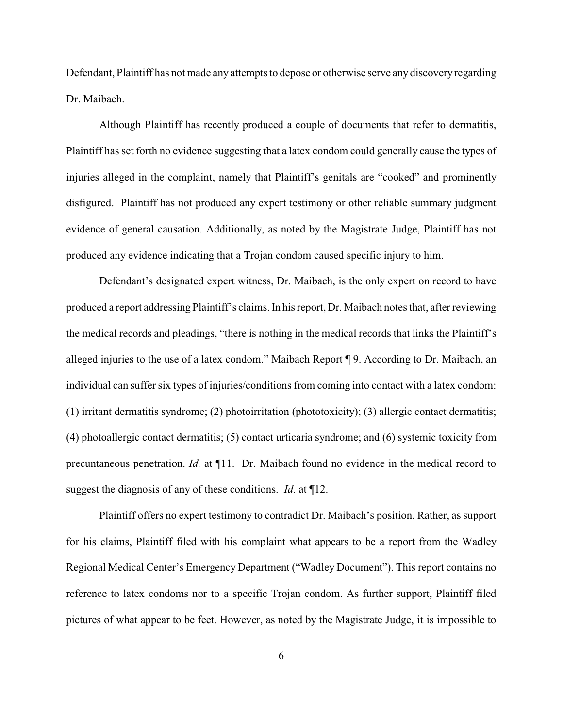Defendant, Plaintiff has not made any attempts to depose or otherwise serve any discovery regarding Dr. Maibach.

Although Plaintiff has recently produced a couple of documents that refer to dermatitis, Plaintiff has set forth no evidence suggesting that a latex condom could generally cause the types of injuries alleged in the complaint, namely that Plaintiff's genitals are "cooked" and prominently disfigured. Plaintiff has not produced any expert testimony or other reliable summary judgment evidence of general causation. Additionally, as noted by the Magistrate Judge, Plaintiff has not produced any evidence indicating that a Trojan condom caused specific injury to him.

Defendant's designated expert witness, Dr. Maibach, is the only expert on record to have produced a report addressing Plaintiff's claims. In his report, Dr. Maibach notes that, after reviewing the medical records and pleadings, "there is nothing in the medical records that links the Plaintiff's alleged injuries to the use of a latex condom." Maibach Report ¶ 9. According to Dr. Maibach, an individual can suffer six types of injuries/conditions from coming into contact with a latex condom: (1) irritant dermatitis syndrome; (2) photoirritation (phototoxicity); (3) allergic contact dermatitis; (4) photoallergic contact dermatitis; (5) contact urticaria syndrome; and (6) systemic toxicity from precuntaneous penetration. *Id.* at ¶11. Dr. Maibach found no evidence in the medical record to suggest the diagnosis of any of these conditions. *Id.* at ¶12.

Plaintiff offers no expert testimony to contradict Dr. Maibach's position. Rather, as support for his claims, Plaintiff filed with his complaint what appears to be a report from the Wadley Regional Medical Center's Emergency Department ("Wadley Document"). This report contains no reference to latex condoms nor to a specific Trojan condom. As further support, Plaintiff filed pictures of what appear to be feet. However, as noted by the Magistrate Judge, it is impossible to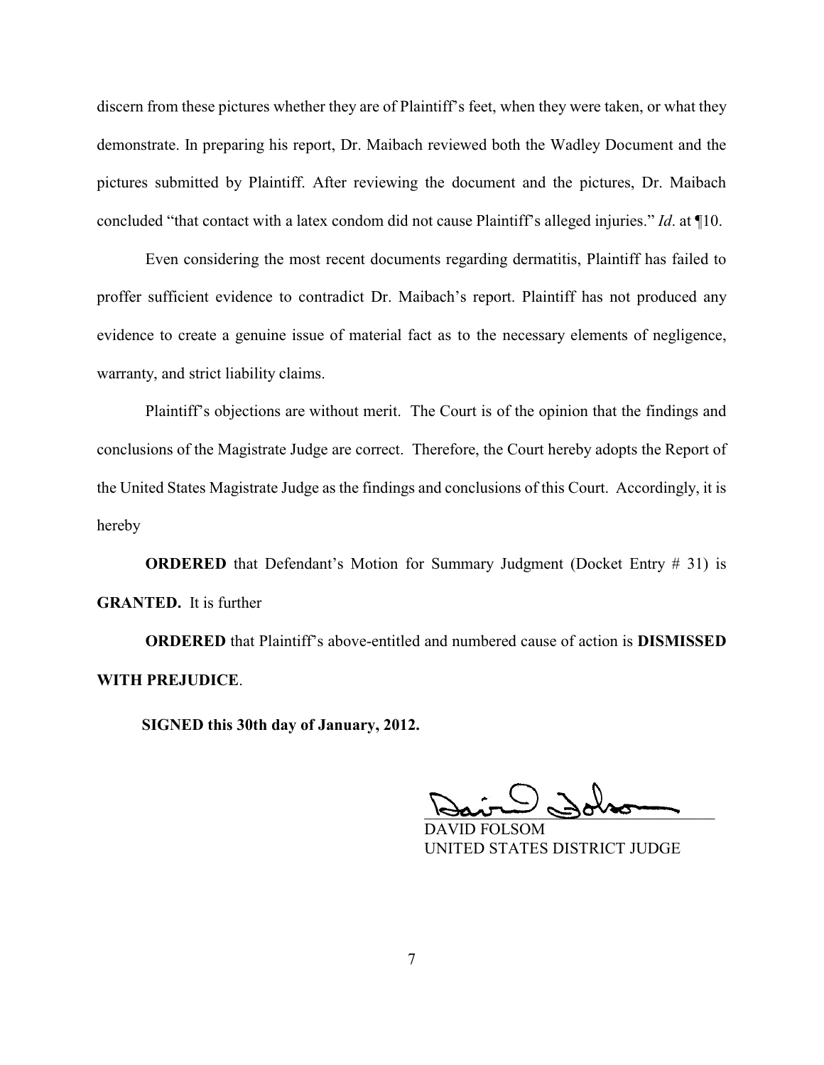discern from these pictures whether they are of Plaintiff's feet, when they were taken, or what they demonstrate. In preparing his report, Dr. Maibach reviewed both the Wadley Document and the pictures submitted by Plaintiff. After reviewing the document and the pictures, Dr. Maibach concluded "that contact with a latex condom did not cause Plaintiff's alleged injuries." *Id*. at ¶10.

Even considering the most recent documents regarding dermatitis, Plaintiff has failed to proffer sufficient evidence to contradict Dr. Maibach's report. Plaintiff has not produced any evidence to create a genuine issue of material fact as to the necessary elements of negligence, warranty, and strict liability claims.

Plaintiff's objections are without merit. The Court is of the opinion that the findings and conclusions of the Magistrate Judge are correct. Therefore, the Court hereby adopts the Report of the United States Magistrate Judge as the findings and conclusions of this Court. Accordingly, it is hereby

**ORDERED** that Defendant's Motion for Summary Judgment (Docket Entry # 31) is **GRANTED.** It is further

**ORDERED** that Plaintiff's above-entitled and numbered cause of action is **DISMISSED WITH PREJUDICE**.

**SIGNED this 30th day of January, 2012.**

DAVID FOLSOM
UNITED STATES DISTRICT JUDGE